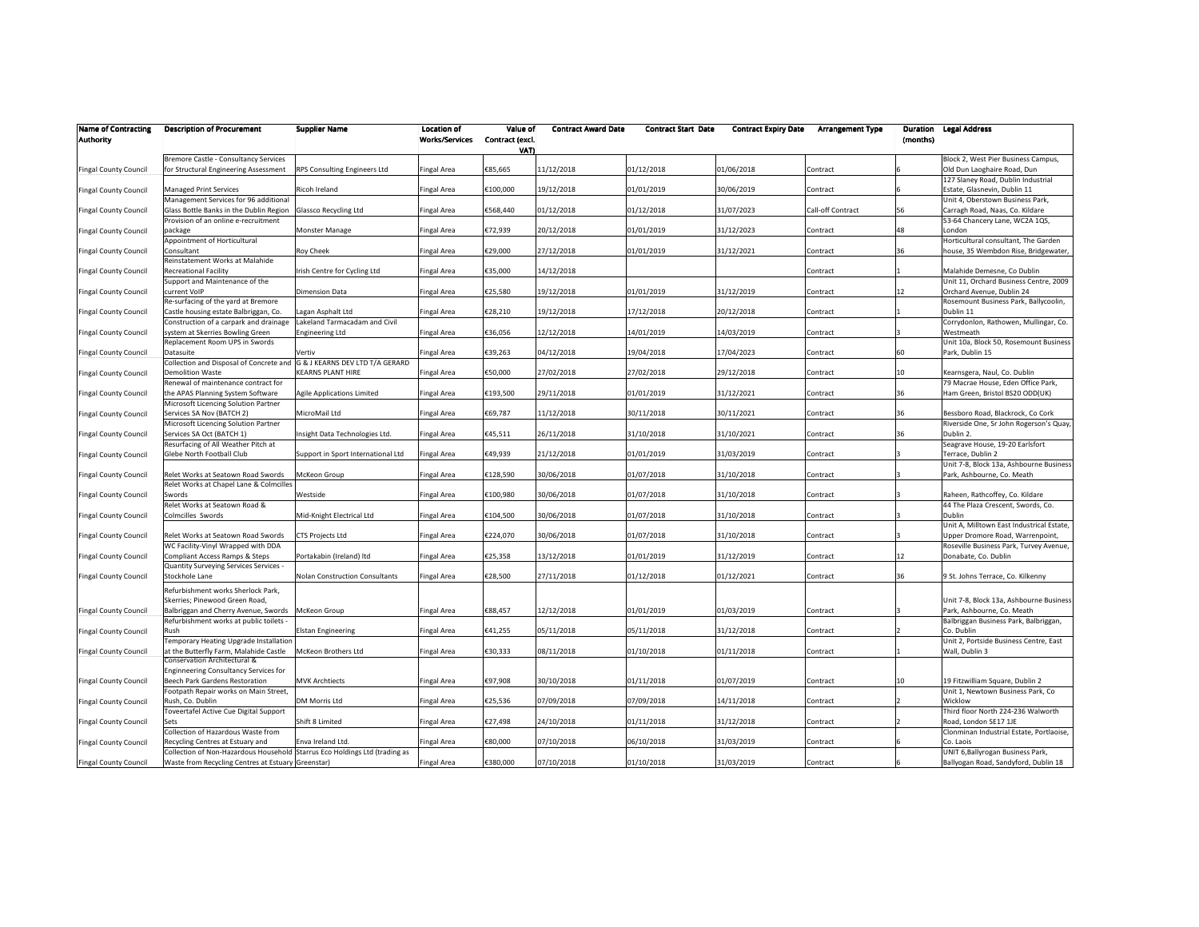| Name of Contracting Authority | Description of Procurement | Supplier Name | Location of Works/Services | Value of Contract (excl. VAT) | Contract Award Date | Contract Start Date | Contract Expiry Date | Arrangement Type | Duration (months) | Legal Address |
|---|---|---|---|---|---|---|---|---|---|---|
| Fingal County Council | Bremore Castle - Consultancy Services for Structural Engineering Assessment | RPS Consulting Engineers Ltd | Fingal Area | €85,665 | 11/12/2018 | 01/12/2018 | 01/06/2018 | Contract | 6 | Block 2, West Pier Business Campus, Old Dun Laoghaire Road, Dun |
| Fingal County Council | Managed Print Services | Ricoh Ireland | Fingal Area | €100,000 | 19/12/2018 | 01/01/2019 | 30/06/2019 | Contract | 6 | 127 Slaney Road, Dublin Industrial Estate, Glasnevin, Dublin 11 |
| Fingal County Council | Management Services for 96 additional Glass Bottle Banks in the Dublin Region | Glassco Recycling Ltd | Fingal Area | €568,440 | 01/12/2018 | 01/12/2018 | 31/07/2023 | Call-off Contract | 56 | Unit 4, Oberstown Business Park, Carragh Road, Naas, Co. Kildare |
| Fingal County Council | Provision of an online e-recruitment package | Monster Manage | Fingal Area | €72,939 | 20/12/2018 | 01/01/2019 | 31/12/2023 | Contract | 48 | 53-64 Chancery Lane, WC2A 1QS, London |
| Fingal County Council | Appointment of Horticultural Consultant | Roy Cheek | Fingal Area | €29,000 | 27/12/2018 | 01/01/2019 | 31/12/2021 | Contract | 36 | Horticultural consultant, The Garden house, 35 Wembdon Rise, Bridgewater, |
| Fingal County Council | Reinstatement Works at Malahide Recreational Facility | Irish Centre for Cycling Ltd | Fingal Area | €35,000 | 14/12/2018 | | | Contract | 1 | Malahide Demesne, Co Dublin |
| Fingal County Council | Support and Maintenance of the current VoIP | Dimension Data | Fingal Area | €25,580 | 19/12/2018 | 01/01/2019 | 31/12/2019 | Contract | 12 | Unit 11, Orchard Business Centre, 2009 Orchard Avenue, Dublin 24 |
| Fingal County Council | Re-surfacing of the yard at Bremore Castle housing estate Balbriggan, Co. | Lagan Asphalt Ltd | Fingal Area | €28,210 | 19/12/2018 | 17/12/2018 | 20/12/2018 | Contract | 1 | Rosemount Business Park, Ballycoolin, Dublin 11 |
| Fingal County Council | Construction of a carpark and drainage system at Skerries Bowling Green | Lakeland Tarmacadam and Civil Engineering Ltd | Fingal Area | €36,056 | 12/12/2018 | 14/01/2019 | 14/03/2019 | Contract | 3 | Corrydonlon, Rathowen, Mullingar, Co. Westmeath |
| Fingal County Council | Replacement Room UPS in Swords Datasuite | Vertiv | Fingal Area | €39,263 | 04/12/2018 | 19/04/2018 | 17/04/2023 | Contract | 60 | Unit 10a, Block 50, Rosemount Business Park, Dublin 15 |
| Fingal County Council | Collection and Disposal of Concrete and Demolition Waste | G & J KEARNS DEV LTD T/A GERARD KEARNS PLANT HIRE | Fingal Area | €50,000 | 27/02/2018 | 27/02/2018 | 29/12/2018 | Contract | 10 | Kearnsgera, Naul, Co. Dublin |
| Fingal County Council | Renewal of maintenance contract for the APAS Planning System Software | Agile Applications Limited | Fingal Area | €193,500 | 29/11/2018 | 01/01/2019 | 31/12/2021 | Contract | 36 | 79 Macrae House, Eden Office Park, Ham Green, Bristol BS20 ODD(UK) |
| Fingal County Council | Microsoft Licencing Solution Partner Services SA Nov (BATCH 2) | MicroMail Ltd | Fingal Area | €69,787 | 11/12/2018 | 30/11/2018 | 30/11/2021 | Contract | 36 | Bessboro Road, Blackrock, Co Cork |
| Fingal County Council | Microsoft Licencing Solution Partner Services SA Oct (BATCH 1) | Insight Data Technologies Ltd. | Fingal Area | €45,511 | 26/11/2018 | 31/10/2018 | 31/10/2021 | Contract | 36 | Riverside One, Sr John Rogerson's Quay, Dublin 2. |
| Fingal County Council | Resurfacing of All Weather Pitch at Glebe North Football Club | Support in Sport International Ltd | Fingal Area | €49,939 | 21/12/2018 | 01/01/2019 | 31/03/2019 | Contract | 3 | Seagrave House, 19-20 Earlsfort Terrace, Dublin 2 |
| Fingal County Council | Relet Works at Seatown Road Swords | McKeon Group | Fingal Area | €128,590 | 30/06/2018 | 01/07/2018 | 31/10/2018 | Contract | 3 | Unit 7-8, Block 13a, Ashbourne Business Park, Ashbourne, Co. Meath |
| Fingal County Council | Relet Works at Chapel Lane & Colmcilles Swords | Westside | Fingal Area | €100,980 | 30/06/2018 | 01/07/2018 | 31/10/2018 | Contract | 3 | Raheen, Rathcoffey, Co. Kildare |
| Fingal County Council | Relet Works at Seatown Road & Colmcilles Swords | Mid-Knight Electrical Ltd | Fingal Area | €104,500 | 30/06/2018 | 01/07/2018 | 31/10/2018 | Contract | 3 | 44 The Plaza Crescent, Swords, Co. Dublin |
| Fingal County Council | Relet Works at Seatown Road Swords | CTS Projects Ltd | Fingal Area | €224,070 | 30/06/2018 | 01/07/2018 | 31/10/2018 | Contract | 3 | Unit A, Milltown East Industrial Estate, Upper Dromore Road, Warrenpoint, |
| Fingal County Council | WC Facility-Vinyl Wrapped with DDA Compliant Access Ramps & Steps | Portakabin (Ireland) ltd | Fingal Area | €25,358 | 13/12/2018 | 01/01/2019 | 31/12/2019 | Contract | 12 | Roseville Business Park, Turvey Avenue, Donabate, Co. Dublin |
| Fingal County Council | Quantity Surveying Services Services - Stockhole Lane | Nolan Construction Consultants | Fingal Area | €28,500 | 27/11/2018 | 01/12/2018 | 01/12/2021 | Contract | 36 | 9 St. Johns Terrace, Co. Kilkenny |
| Fingal County Council | Refurbishment works Sherlock Park, Skerries; Pinewood Green Road, Balbriggan and Cherry Avenue, Swords | McKeon Group | Fingal Area | €88,457 | 12/12/2018 | 01/01/2019 | 01/03/2019 | Contract | 3 | Unit 7-8, Block 13a, Ashbourne Business Park, Ashbourne, Co. Meath |
| Fingal County Council | Refurbishment works at public toilets - Rush | Elstan Engineering | Fingal Area | €41,255 | 05/11/2018 | 05/11/2018 | 31/12/2018 | Contract | 2 | Balbriggan Business Park, Balbriggan, Co. Dublin |
| Fingal County Council | Temporary Heating Upgrade Installation at the Butterfly Farm, Malahide Castle | McKeon Brothers Ltd | Fingal Area | €30,333 | 08/11/2018 | 01/10/2018 | 01/11/2018 | Contract | 1 | Unit 2, Portside Business Centre, East Wall, Dublin 3 |
| Fingal County Council | Conservation Architectural & Enginneering Consultancy Services for Beech Park Gardens Restoration | MVK Archtiects | Fingal Area | €97,908 | 30/10/2018 | 01/11/2018 | 01/07/2019 | Contract | 10 | 19 Fitzwilliam Square, Dublin 2 |
| Fingal County Council | Footpath Repair works on Main Street, Rush, Co. Dublin | DM Morris Ltd | Fingal Area | €25,536 | 07/09/2018 | 07/09/2018 | 14/11/2018 | Contract | 2 | Unit 1, Newtown Business Park, Co Wicklow |
| Fingal County Council | Toveertafel Active Cue Digital Support Sets | Shift 8 Limited | Fingal Area | €27,498 | 24/10/2018 | 01/11/2018 | 31/12/2018 | Contract | 2 | Third floor North 224-236 Walworth Road, London SE17 1JE |
| Fingal County Council | Collection of Hazardous Waste from Recycling Centres at Estuary and | Enva Ireland Ltd. | Fingal Area | €80,000 | 07/10/2018 | 06/10/2018 | 31/03/2019 | Contract | 6 | Clonminan Industrial Estate, Portlaoise, Co. Laois |
| Fingal County Council | Collection of Non-Hazardous Household Waste from Recycling Centres at Estuary | Starrus Eco Holdings Ltd (trading as Greenstar) | Fingal Area | €380,000 | 07/10/2018 | 01/10/2018 | 31/03/2019 | Contract | 6 | UNIT 6,Ballyrogan Business Park, Ballyogan Road, Sandyford, Dublin 18 |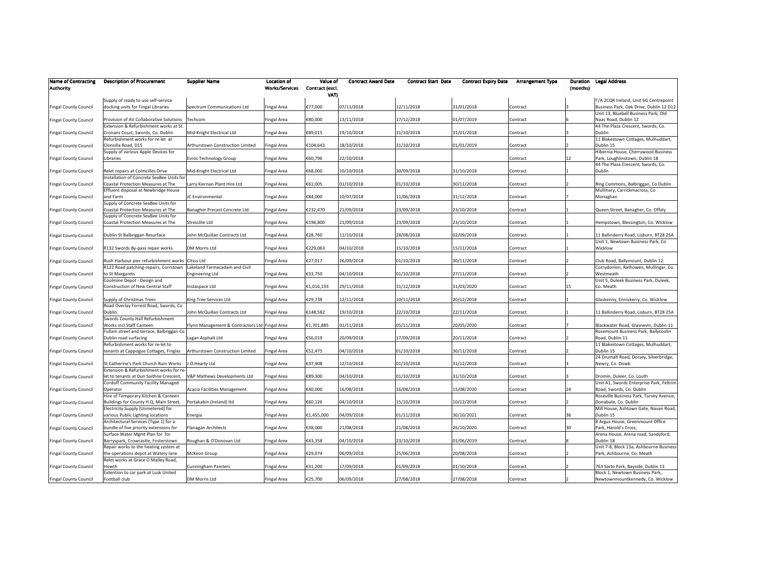| Name of Contracting Authority | Description of Procurement | Supplier Name | Location of Works/Services | Value of Contract (excl. VAT) | Contract Award Date | Contract Start Date | Contract Expiry Date | Arrangement Type | Duration (months) | Legal Address |
|---|---|---|---|---|---|---|---|---|---|---|
| Fingal County Council | Supply of ready to use self-service docking units for Fingal Libraries | Spectrum Communications Ltd | Fingal Area | €77,000 | 07/11/2018 | 12/11/2018 | 31/01/2018 | Contract | 3 | T/A 2CQR Ireland, Unit 6G Centrepoint Business Park, Oak Drive, Dublin 12 D12 |
| Fingal County Council | Provision of AV Collaborative Solutions | Techcom | Fingal Area | €80,000 | 13/11/2018 | 17/12/2018 | 01/07/2019 | Contract | 6 | Unit 13, Bluebell Business Park, Old Naas Road, Dublin 12 |
| Fingal County Council | Extension & Refurbishment works at St. Cronans Court, Swords, Co. Dublin | Mid-Knight Electrical Ltd | Fingal Area | €89,015 | 19/10/2018 | 31/10/2018 | 31/01/2018 | Contract | 3 | 44 The Plaza Crescent, Swords, Co. Dublin |
| Fingal County Council | Refurbishment works for re-let at Clonsilla Road, D15 | Arthurstown Construction Limited | Fingal Area | €104,643 | 18/10/2018 | 31/10/2018 | 01/01/2019 | Contract | 2 | 11 Blakestown Cottages, Mulhuddart, Dublin 15 |
| Fingal County Council | Supply of various Apple Devices for Libraries | Evros Technology Group | Fingal Area | €60,796 | 22/10/2018 | | | Contract | 12 | Hibernia House, Cherrywood Business Park, Loughlinstown, Dublin 18 |
| Fingal County Council | Relet repairs at Colmcilles Drive | Mid-Knight Electrical Ltd | Fingal Area | €68,000 | 10/10/2018 | 30/09/2018 | 31/10/2018 | Contract | 1 | 44 The Plaza Crescent, Swords, Co. Dublin |
| Fingal County Council | Installation of Concrete SeaBee Units for Coastal Protection Measures at The | Larry Kiernan Plant Hire Ltd | Fingal Area | €61,005 | 01/10/2018 | 01/10/2018 | 30/11/2018 | Contract | 2 | Ring Commons, Balbriggan, Co Dublin |
| Fingal County Council | Effluent disposal at Newbridge House and Farm | JC Environmental | Fingal Area | €84,000 | 10/07/2018 | 11/06/2018 | 31/12/2018 | Contract | 7 | Mullinary, Carrickmacross, Co Monaghan |
| Fingal County Council | Supply of Concrete SeaBee Units for Coastal Protection Measures at The | Banagher Precast Concrete Ltd. | Fingal Area | €232,470 | 21/09/2018 | 23/09/2018 | 23/10/2018 | Contract | 1 | Queen Street, Banagher, Co. Offaly |
| Fingal County Council | Supply of Concrete SeaBee Units for Coastal Protection Measures at The | Stresslite Ltd | Fingal Area | €196,800 | 21/09/2018 | 23/09/2018 | 23/10/2018 | Contract | 1 | Hempstown, Blessington, Co. Wicklow |
| Fingal County Council | Dublin St Balbriggan Resurface | John McQuillan Contracts Ltd | Fingal Area | €28,760 | 11/10/2018 | 28/08/2018 | 02/09/2018 | Contract | 1 | 11 Ballinderry Road, Lisburn, BT28 25A |
| Fingal County Council | R132 Swords By-pass repair works | DM Morris Ltd | Fingal Area | €229,063 | 04/10/2018 | 15/10/2018 | 15/11/2018 | Contract | 1 | Unit 1, Newtown Business Park, Co Wicklow |
| Fingal County Council | Rush Harbour pier refurbishment works | Citius Ltd | Fingal Area | €27,017 | 26/09/2018 | 01/10/2018 | 30/11/2018 | Contract | 2 | Club Road, Ballymount, Dublin 12. |
| Fingal County Council | R122 Road patching-repairs, Corrstown to St Margarets | Lakeland Tarmacadam and Civil Engineering Ltd | Fingal Area | €33,750 | 04/10/2018 | 01/10/2018 | 27/11/2018 | Contract | 2 | Corrydonlon, Rathowen, Mullingar, Co. Westmeath |
| Fingal County Council | Coolmine Depot - Design and Construction of New Central Staff | Instaspace Ltd | Fingal Area | €1,016,193 | 29/11/2018 | 31/12/2018 | 31/03/2020 | Contract | 15 | Unit 5, Duleek Business Park, Duleek, Co. Meath |
| Fingal County Council | Supply of Christmas Trees | King Tree Services Ltd | Fingal Area | €29,738 | 12/11/2018 | 10/11/2018 | 20/12/2018 | Contract | 1 | Glaskenny, Enniskerry, Co. Wicklow |
| Fingal County Council | Road Overlay Forrest Road, Swords, Co Dublin. | John McQuillan Contracts Ltd | Fingal Area | €148,582 | 19/10/2018 | 22/10/2018 | 22/11/2018 | Contract | 1 | 11 Ballinderry Road, Lisburn, BT28 25A |
| Fingal County Council | Swords County Hall Refurbishment Works incl.Staff Canteen | Flynn Management & Contractors Ltd | Fingal Area | €1,701,885 | 01/11/2018 | 05/11/2018 | 20/05/2020 | Contract | 7 | Blackwater Road, Glasnevin, Dublin 11 |
| Fingal County Council | Fullam street and terrace, Balbriggan Co Dublin road surfacing | Lagan Asphalt Ltd | Fingal Area | €56,019 | 20/09/2018 | 17/09/2018 | 20/11/2018 | Contract | 2 | Rosemount Business Park, Ballycoolin Road, Dublin 11 |
| Fingal County Council | Refurbishment works for re-let to tenants at Cappogue Cottages, Finglas | Arthurstown Construction Limited | Fingal Area | €52,475 | 04/10/2018 | 01/10/2018 | 30/11/2018 | Contract | 2 | 11 Blakestown Cottages, Mulhuddart, Dublin 15 |
| Fingal County Council | St Catherine's Park Church Ruin Works | J.O.Hearty Ltd | Fingal Area | €37,908 | 12/10/2018 | 01/10/2018 | 31/12/2018 | Contract | 3 | 24 Drumalt Road, Dorsey, Silverbridge, Newry, Co. Dowb |
| Fingal County Council | Extension & Refurbishment works for re-let to tenants at Dun Saithne Crescent, | V&P Mathews Developments Ltd | Fingal Area | €89,300 | 04/10/2018 | 01/10/2018 | 31/10/2018 | Contract | 3 | Dromin, Duleer, Co. Louth |
| Fingal County Council | Corduff Community Facility Managed Operator | Acacia Facilities Management | Fingal Area | €40,000 | 16/08/2018 | 16/08/2018 | 15/08/2020 | Contract | 24 | Unit A1, Swords Enterprise Park, Feltrim Road, Swords, Co. Dublin |
| Fingal County Council | Hire of Temporary Kitchen & Canteen Buildings for County H.Q, Main Street, | Portakabin (Ireland) ltd | Fingal Area | €60,126 | 04/10/2018 | 15/10/2018 | 10/12/2018 | Contract | 2 | Roseville Business Park, Turvey Avenue, Donabate, Co. Dublin |
| Fingal County Council | Electricity Supply (Unmetered) for various Public Lighting locations | Energia | Fingal Area | €1,455,000 | 04/09/2018 | 01/11/2018 | 30/10/2021 | Contract | 36 | Mill House, Ashtown Gate, Navan Road, Dublin 15 |
| Fingal County Council | Architectural Services (Type 1) for a bundle of five priority extensions for | Flanagan Architects | Fingal Area | €38,000 | 21/08/2018 | 21/08/2018 | 26/10/2020 | Contract | 30 | 8 Argus House, Greenmount Office Park, Harold's Cross, |
| Fingal County Council | Surface Water Mgmt Plan for for Barryspark, Crowcastle, Fosterstown | Roughan & O'Donovan Ltd | Fingal Area | €43,358 | 04/10/2018 | 23/10/2018 | 01/06/2019 | Contract | 8 | Arena House, Arena road, Sandyford, Dublin 18 |
| Fingal County Council | Repair works to the heating system at the operations depot at Watery lane | McKeon Group | Fingal Area | €29,074 | 06/09/2018 | 25/06/2018 | 20/08/2018 | Contract | 2 | Unit 7-8, Block 13a, Ashbourne Business Park, Ashbourne, Co. Meath |
| Fingal County Council | Relet works at Grace O Malley Road, Howth | Cunningham Painters | Fingal Area | €31,200 | 17/09/2018 | 01/09/2018 | 01/10/2018 | Contract | 2 | 763 Sarto Park, Bayside, Dublin 13 |
| Fingal County Council | Extention to car park at Lusk United Football club | DM Morris Ltd | Fingal Area | €25,700 | 06/09/2018 | 27/08/2018 | 27/08/2018 | Contract | 2 | Block 1, Newtown Business Park, Newtownmountkennedy, Co. Wicklow |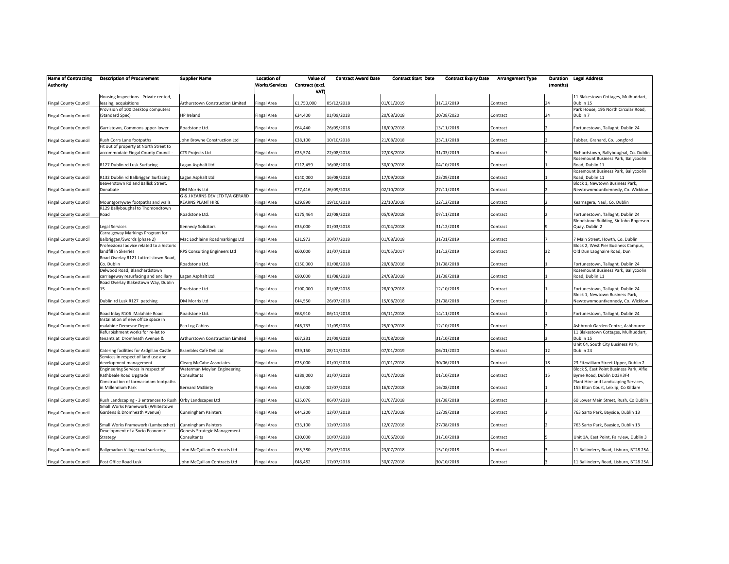| Name of Contracting Authority | Description of Procurement | Supplier Name | Location of Works/Services | Value of Contract (excl. VAT) | Contract Award Date | Contract Start Date | Contract Expiry Date | Arrangement Type | Duration (months) | Legal Address |
|---|---|---|---|---|---|---|---|---|---|---|
| Fingal County Council | Housing Inspections - Private rented, leasing, acquisitions | Arthurstown Construction Limited | Fingal Area | €1,750,000 | 05/12/2018 | 01/01/2019 | 31/12/2019 | Contract | 24 | 11 Blakestown Cottages, Mulhuddart, Dublin 15 |
| Fingal County Council | Provision of 100 Desktop computers (Standard Spec) | HP Ireland | Fingal Area | €34,400 | 01/09/2018 | 20/08/2018 | 20/08/2020 | Contract | 24 | Park House, 195 North Circular Road, Dublin 7 |
| Fingal County Council | Garristown, Commons upper-lower | Roadstone Ltd. | Fingal Area | €64,440 | 26/09/2018 | 18/09/2018 | 13/11/2018 | Contract | 2 | Fortunestown, Tallaght, Dublin 24 |
| Fingal County Council | Rush Corrs Lane footpaths | John Browne Construction Ltd | Fingal Area | €38,100 | 10/10/2018 | 21/08/2018 | 23/11/2018 | Contract | 3 | Tubber, Granard, Co. Longford |
| Fingal County Council | Fit out of property at North Street to accommodate Fingal County Council - | CTS Projects Ltd | Fingal Area | €25,574 | 22/08/2018 | 27/08/2018 | 31/03/2019 | Contract | 7 | Richardstown, Ballyboughal, Co. Dublin |
| Fingal County Council | R127 Dublin rd Lusk Surfacing | Lagan Asphalt Ltd | Fingal Area | €112,459 | 16/08/2018 | 30/09/2018 | 04/10/2018 | Contract | 1 | Rosemount Business Park, Ballycoolin Road, Dublin 11 |
| Fingal County Council | R132 Dublin rd Balbriggan Surfacing | Lagan Asphalt Ltd | Fingal Area | €140,000 | 16/08/2018 | 17/09/2018 | 23/09/2018 | Contract | 1 | Rosemount Business Park, Ballycoolin Road, Dublin 11 |
| Fingal County Council | Beaverstown Rd and Ballisk Street, Donabate | DM Morris Ltd | Fingal Area | €77,416 | 26/09/2018 | 02/10/2018 | 27/11/2018 | Contract | 2 | Block 1, Newtown Business Park, Newtownmountkennedy, Co. Wicklow |
| Fingal County Council | Mountgorryway footpaths and walls | G & J KEARNS DEV LTD T/A GERARD KEARNS PLANT HIRE | Fingal Area | €29,890 | 19/10/2018 | 22/10/2018 | 22/12/2018 | Contract | 2 | Kearnsgera, Naul, Co. Dublin |
| Fingal County Council | R129 Ballyboughal to Thomondtown Road | Roadstone Ltd. | Fingal Area | €175,464 | 22/08/2018 | 05/09/2018 | 07/11/2018 | Contract | 2 | Fortunestown, Tallaght, Dublin 24 |
| Fingal County Council | Legal Services | Kennedy Solicitors | Fingal Area | €35,000 | 01/03/2018 | 01/04/2018 | 31/12/2018 | Contract | 9 | Bloodstone Building, Sir John Rogerson Quay, Dublin 2 |
| Fingal County Council | Carraigeway Markings Program for Balbriggan/Swords (phase 2) | Mac Lochlainn Roadmarkings Ltd | Fingal Area | €31,973 | 30/07/2018 | 01/08/2018 | 31/01/2019 | Contract | 7 | 7 Main Street, Howth, Co. Dublin |
| Fingal County Council | Professional advice related to a historic landfill in Skerries | RPS Consulting Engineers Ltd | Fingal Area | €60,000 | 31/07/2018 | 01/05/2017 | 31/12/2019 | Contract | 32 | Block 2, West Pier Business Campus, Old Dun Laoghaire Road, Dun |
| Fingal County Council | Road Overlay R121 Luttrellstown Road, Co. Dublin | Roadstone Ltd. | Fingal Area | €150,000 | 01/08/2018 | 20/08/2018 | 31/08/2018 | Contract | 1 | Fortunestown, Tallaght, Dublin 24 |
| Fingal County Council | Delwood Road, Blanchardstown carriageway resurfacing and ancillary | Lagan Asphalt Ltd | Fingal Area | €90,000 | 01/08/2018 | 24/08/2018 | 31/08/2018 | Contract | 1 | Rosemount Business Park, Ballycoolin Road, Dublin 11 |
| Fingal County Council | Road Overlay Blakestown Way, Dublin 15 | Roadstone Ltd. | Fingal Area | €100,000 | 01/08/2018 | 28/09/2018 | 12/10/2018 | Contract | 1 | Fortunestown, Tallaght, Dublin 24 |
| Fingal County Council | Dublin rd Lusk R127 patching | DM Morris Ltd | Fingal Area | €44,550 | 26/07/2018 | 15/08/2018 | 21/08/2018 | Contract | 1 | Block 1, Newtown Business Park, Newtownmountkennedy, Co. Wicklow |
| Fingal County Council | Road Inlay R106 Malahide Road | Roadstone Ltd. | Fingal Area | €68,910 | 06/11/2018 | 05/11/2018 | 14/11/2018 | Contract | 1 | Fortunestown, Tallaght, Dublin 24 |
| Fingal County Council | Installation of new office space in malahide Demesne Depot. | Eco Log Cabins | Fingal Area | €46,733 | 11/09/2018 | 25/09/2018 | 12/10/2018 | Contract | 2 | Ashbrook Garden Centre, Ashbourne |
| Fingal County Council | Refurbishment works for re-let to tenants at Dromheath Avenue & | Arthurstown Construction Limited | Fingal Area | €67,231 | 21/09/2018 | 01/08/2018 | 31/10/2018 | Contract | 3 | 11 Blakestown Cottages, Mulhuddart, Dublin 15 |
| Fingal County Council | Catering facilities for Ardgillan Castle | Brambles Café Deli Ltd | Fingal Area | €39,150 | 28/11/2018 | 07/01/2019 | 06/01/2020 | Contract | 12 | Unit C4, South City Business Park, Dublin 24 |
| Fingal County Council | Services in respect of land use and development management | Cleary McCabe Associates | Fingal Area | €25,000 | 01/01/2018 | 01/01/2018 | 30/06/2019 | Contract | 18 | 23 Fitzwilliam Street Upper, Dublin 2 |
| Fingal County Council | Engineering Services in respect of Rathbeale Road Upgrade | Waterman Moylan Engineering Consultants | Fingal Area | €389,000 | 31/07/2018 | 01/07/2018 | 01/10/2019 | Contract | 15 | Block S, East Point Business Park, Alfie Byrne Road, Dublin D03H3F4 |
| Fingal County Council | Construction of tarmacadam footpaths in Millennium Park | Bernard McGinty | Fingal Area | €25,000 | 12/07/2018 | 16/07/2018 | 16/08/2018 | Contract | 1 | Plant Hire and Landscaping Services, 155 Elton Court, Leixlip, Co Kildare |
| Fingal County Council | Rush Landscaping - 3 entrances to Rush | Orby Landscapes Ltd | Fingal Area | €35,076 | 06/07/2018 | 01/07/2018 | 01/08/2018 | Contract | 1 | 60 Lower Main Street, Rush, Co Dublin |
| Fingal County Council | Small Works Framework (Whitestown Gardens & Dromheath Avenue) | Cunningham Painters | Fingal Area | €44,200 | 12/07/2018 | 12/07/2018 | 12/09/2018 | Contract | 2 | 763 Sarto Park, Bayside, Dublin 13 |
| Fingal County Council | Small Works Framework (Lambeecher) | Cunningham Painters | Fingal Area | €33,100 | 12/07/2018 | 12/07/2018 | 27/08/2018 | Contract | 2 | 763 Sarto Park, Bayside, Dublin 13 |
| Fingal County Council | Development of a Socio Economic Strategy | Genesis Strategic Management Consultants | Fingal Area | €30,000 | 10/07/2018 | 01/06/2018 | 31/10/2018 | Contract | 5 | Unit 1A, East Point, Fairview, Dublin 3 |
| Fingal County Council | Ballymadun Village road surfacing | John McQuillan Contracts Ltd | Fingal Area | €65,380 | 23/07/2018 | 23/07/2018 | 15/10/2018 | Contract | 3 | 11 Ballinderry Road, Lisburn, BT28 25A |
| Fingal County Council | Post Office Road Lusk | John McQuillan Contracts Ltd | Fingal Area | €48,482 | 17/07/2018 | 30/07/2018 | 30/10/2018 | Contract | 3 | 11 Ballinderry Road, Lisburn, BT28 25A |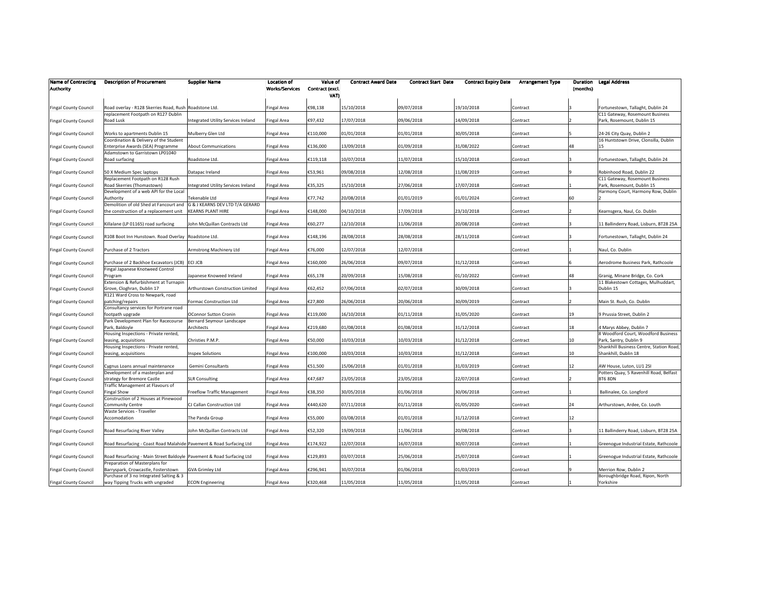| Name of Contracting Authority | Description of Procurement | Supplier Name | Location of Works/Services | Value of Contract (excl. VAT) | Contract Award Date | Contract Start Date | Contract Expiry Date | Arrangement Type | Duration (months) | Legal Address |
|---|---|---|---|---|---|---|---|---|---|---|
| Fingal County Council | Road overlay - R128 Skerries Road, Rush | Roadstone Ltd. | Fingal Area | €98,138 | 15/10/2018 | 09/07/2018 | 19/10/2018 | Contract | 3 | Fortunestown, Tallaght, Dublin 24 |
| Fingal County Council | replacement Footpath on R127 Dublin Road Lusk | Integrated Utility Services Ireland | Fingal Area | €97,432 | 17/07/2018 | 09/06/2018 | 14/09/2018 | Contract | 2 | C11 Gateway, Rosemount Business Park, Rosemount, Dublin 15 |
| Fingal County Council | Works to apartments Dublin 15 | Mulberry Glen Ltd | Fingal Area | €110,000 | 01/01/2018 | 01/01/2018 | 30/05/2018 | Contract | 5 | 24-26 City Quay, Dublin 2 |
| Fingal County Council | Coordination & Delivery of the Student Enterprise Awards (SEA) Programme | About Communications | Fingal Area | €136,000 | 13/09/2018 | 01/09/2018 | 31/08/2022 | Contract | 48 | 16 Huntstown Drive, Clonsilla, Dublin 15 |
| Fingal County Council | Adamstown to Garristown LP01040 Road surfacing | Roadstone Ltd. | Fingal Area | €119,118 | 10/07/2018 | 11/07/2018 | 15/10/2018 | Contract | 3 | Fortunestown, Tallaght, Dublin 24 |
| Fingal County Council | 50 X Medium Spec laptops | Datapac Ireland | Fingal Area | €53,961 | 09/08/2018 | 12/08/2018 | 11/08/2019 | Contract | 9 | Robinhood Road, Dublin 22 |
| Fingal County Council | Replacement Footpath on R128 Rush Road Skerries (Thomastown) | Integrated Utility Services Ireland | Fingal Area | €35,325 | 15/10/2018 | 27/06/2018 | 17/07/2018 | Contract | 1 | C11 Gateway, Rosemount Business Park, Rosemount, Dublin 15 |
| Fingal County Council | Development of a web API for the Local Authority | Tekenable Ltd | Fingal Area | €77,742 | 20/08/2018 | 01/01/2019 | 01/01/2024 | Contract | 60 | Harmony Court, Harmony Row, Dublin 2 |
| Fingal County Council | Demolition of old Shed at Fancourt and the construction of a replacement unit | G & J KEARNS DEV LTD T/A GERARD KEARNS PLANT HIRE | Fingal Area | €148,000 | 04/10/2018 | 17/09/2018 | 23/10/2018 | Contract | 2 | Kearnsgera, Naul, Co. Dublin |
| Fingal County Council | Killalane (LP 01165) road surfacing | John McQuillan Contracts Ltd | Fingal Area | €60,277 | 12/10/2018 | 11/06/2018 | 20/08/2018 | Contract | 3 | 11 Ballinderry Road, Lisburn, BT28 2SA |
| Fingal County Council | R108 Boot Inn Hunstown. Road Overlay | Roadstone Ltd. | Fingal Area | €148,196 | 28/08/2018 | 28/08/2018 | 28/11/2018 | Contract | 3 | Fortunestown, Tallaght, Dublin 24 |
| Fingal County Council | Purchase of 2 Tractors | Armstrong Machinery Ltd | Fingal Area | €76,000 | 12/07/2018 | 12/07/2018 | | Contract | 1 | Naul, Co. Dublin |
| Fingal County Council | Purchase of 2 Backhoe Excavators (JCB) | ECI JCB | Fingal Area | €160,000 | 26/06/2018 | 09/07/2018 | 31/12/2018 | Contract | 6 | Aerodrome Business Park, Rathcoole |
| Fingal County Council | Fingal Japanese Knotweed Control Program | Japanese Knoweed Ireland | Fingal Area | €65,178 | 20/09/2018 | 15/08/2018 | 01/10/2022 | Contract | 48 | Granig, Minane Bridge, Co. Cork |
| Fingal County Council | Extension & Refurbishment at Turnapin Grove, Cloghran, Dublin 17 | Arthurstown Construction Limited | Fingal Area | €62,452 | 07/06/2018 | 02/07/2018 | 30/09/2018 | Contract | 3 | 11 Blakestown Cottages, Mulhuddart, Dublin 15 |
| Fingal County Council | R121 Ward Cross to Newpark, road patching/repairs | Formac Construction Ltd | Fingal Area | €27,800 | 26/06/2018 | 20/06/2018 | 30/09/2019 | Contract | 2 | Main St. Rush, Co. Dublin |
| Fingal County Council | Consultancy services for Portrane road footpath upgrade | OConnor Sutton Cronin | Fingal Area | €119,000 | 16/10/2018 | 01/11/2018 | 31/05/2020 | Contract | 19 | 9 Prussia Street, Dublin 2 |
| Fingal County Council | Park Development Plan for Racecourse Park, Baldoyle | Bernard Seymour Landscape Architects | Fingal Area | €219,680 | 01/08/2018 | 01/08/2018 | 31/12/2018 | Contract | 18 | 4 Marys Abbey, Dublin 7 |
| Fingal County Council | Housing Inspections - Private rented, leasing, acquisitions | Christies P.M.P. | Fingal Area | €50,000 | 10/03/2018 | 10/03/2018 | 31/12/2018 | Contract | 10 | 8 Woodford Court, Woodford Business Park, Santry, Dublin 9 |
| Fingal County Council | Housing Inspections - Private rented, leasing, acquisitions | Inspex Solutions | Fingal Area | €100,000 | 10/03/2018 | 10/03/2018 | 31/12/2018 | Contract | 10 | Shankhill Business Centre, Station Road, Shankhill, Dublin 18 |
| Fingal County Council | Cygnus Loans annual maintenance | Gemini Consultants | Fingal Area | €51,500 | 15/06/2018 | 01/01/2018 | 31/03/2019 | Contract | 12 | AW House, Luton, LU1 2SI |
| Fingal County Council | Development of a masterplan and strategy for Bremore Castle | SLR Consulting | Fingal Area | €47,687 | 23/05/2018 | 23/05/2018 | 22/07/2018 | Contract | 2 | Potters Quay, 5 Ravenhill Road, Belfast BT6 8DN |
| Fingal County Council | Traffic Management at Flavours of Fingal Show | Freeflow Traffic Management | Fingal Area | €38,350 | 30/05/2018 | 01/06/2018 | 30/06/2018 | Contract | 1 | Ballinalee, Co. Longford |
| Fingal County Council | Construction of 2 Houses at Pinewood Community Centre | CJ Callan Construction Ltd | Fingal Area | €440,620 | 07/11/2018 | 01/11/2018 | 01/05/2020 | Contract | 24 | Arthurstown, Ardee, Co. Louth |
| Fingal County Council | Waste Services - Traveller Accomodation | The Panda Group | Fingal Area | €55,000 | 03/08/2018 | 01/01/2018 | 31/12/2018 | Contract | 12 | |
| Fingal County Council | Road Resurfacing River Valley | John McQuillan Contracts Ltd | Fingal Area | €52,320 | 19/09/2018 | 11/06/2018 | 20/08/2018 | Contract | 3 | 11 Ballinderry Road, Lisburn, BT28 2SA |
| Fingal County Council | Road Resurfacing - Coast Road Malahide | Pavement & Road Surfacing Ltd | Fingal Area | €174,922 | 12/07/2018 | 16/07/2018 | 30/07/2018 | Contract | 1 | Greenogue Industrial Estate, Rathcoole |
| Fingal County Council | Road Resurfacing - Main Street Baldoyle | Pavement & Road Surfacing Ltd | Fingal Area | €129,893 | 03/07/2018 | 25/06/2018 | 25/07/2018 | Contract | 1 | Greenogue Industrial Estate, Rathcoole |
| Fingal County Council | Preparation of Masterplans for Barryspark, Crowcastle, Fosterstown | GVA Grimley Ltd | Fingal Area | €296,941 | 30/07/2018 | 01/06/2018 | 01/03/2019 | Contract | 9 | Merrion Row, Dublin 2 |
| Fingal County Council | Purchase of 3 no Integrated Salting & 3 way Tipping Trucks with ungraded | ECON Engineering | Fingal Area | €320,468 | 11/05/2018 | 11/05/2018 | 11/05/2018 | Contract | 1 | Boroughbridge Road, Ripon, North Yorkshire |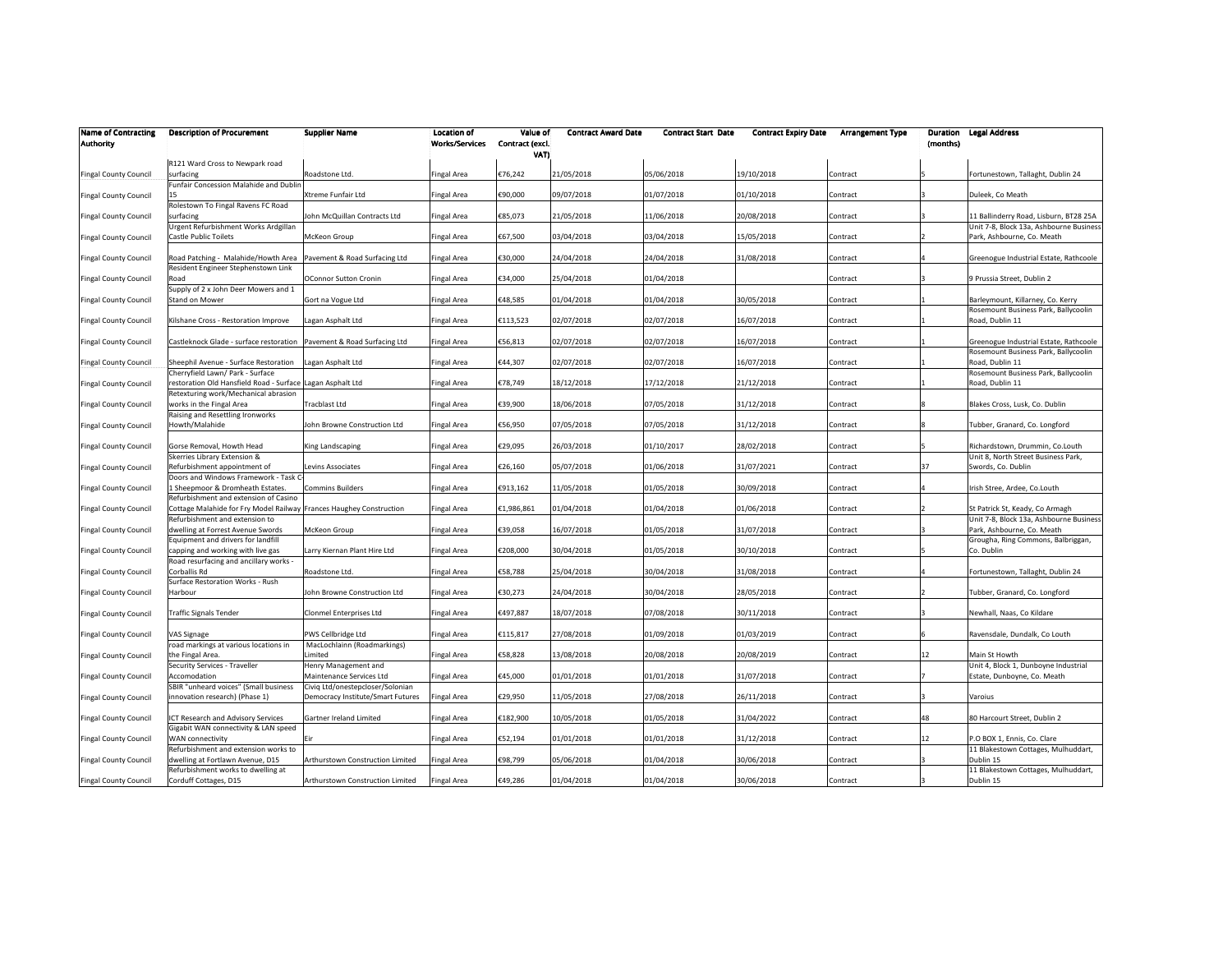| Name of Contracting Authority | Description of Procurement | Supplier Name | Location of Works/Services | Value of Contract (excl. VAT) | Contract Award Date | Contract Start Date | Contract Expiry Date | Arrangement Type | Duration (months) | Legal Address |
|---|---|---|---|---|---|---|---|---|---|---|
| Fingal County Council | R121 Ward Cross to Newpark road surfacing | Roadstone Ltd. | Fingal Area | €76,242 | 21/05/2018 | 05/06/2018 | 19/10/2018 | Contract | 5 | Fortunestown, Tallaght, Dublin 24 |
| Fingal County Council | Funfair Concession Malahide and Dublin 15 | Xtreme Funfair Ltd | Fingal Area | €90,000 | 09/07/2018 | 01/07/2018 | 01/10/2018 | Contract | 3 | Duleek, Co Meath |
| Fingal County Council | Rolestown To Fingal Ravens FC Road surfacing | John McQuillan Contracts Ltd | Fingal Area | €85,073 | 21/05/2018 | 11/06/2018 | 20/08/2018 | Contract | 3 | 11 Ballinderry Road, Lisburn, BT28 2SA |
| Fingal County Council | Urgent Refurbishment Works Ardgillan Castle Public Toilets | McKeon Group | Fingal Area | €67,500 | 03/04/2018 | 03/04/2018 | 15/05/2018 | Contract | 2 | Unit 7-8, Block 13a, Ashbourne Business Park, Ashbourne, Co. Meath |
| Fingal County Council | Road Patching - Malahide/Howth Area | Pavement & Road Surfacing Ltd | Fingal Area | €30,000 | 24/04/2018 | 24/04/2018 | 31/08/2018 | Contract | 4 | Greenogue Industrial Estate, Rathcoole |
| Fingal County Council | Resident Engineer Stephenstown Link Road | OConnor Sutton Cronin | Fingal Area | €34,000 | 25/04/2018 | 01/04/2018 | | Contract | 3 | 9 Prussia Street, Dublin 2 |
| Fingal County Council | Supply of 2 x John Deer Mowers and 1 Stand on Mower | Gort na Vogue Ltd | Fingal Area | €48,585 | 01/04/2018 | 01/04/2018 | 30/05/2018 | Contract | 1 | Barleymount, Killarney, Co. Kerry |
| Fingal County Council | Kilshane Cross - Restoration Improve | Lagan Asphalt Ltd | Fingal Area | €113,523 | 02/07/2018 | 02/07/2018 | 16/07/2018 | Contract | 1 | Rosemount Business Park, Ballycoolin Road, Dublin 11 |
| Fingal County Council | Castleknock Glade - surface restoration | Pavement & Road Surfacing Ltd | Fingal Area | €56,813 | 02/07/2018 | 02/07/2018 | 16/07/2018 | Contract | 1 | Greenogue Industrial Estate, Rathcoole |
| Fingal County Council | Sheephil Avenue - Surface Restoration | Lagan Asphalt Ltd | Fingal Area | €44,307 | 02/07/2018 | 02/07/2018 | 16/07/2018 | Contract | 1 | Rosemount Business Park, Ballycoolin Road, Dublin 11 |
| Fingal County Council | Cherryfield Lawn/ Park - Surface restoration Old Hansfield Road - Surface | Lagan Asphalt Ltd | Fingal Area | €78,749 | 18/12/2018 | 17/12/2018 | 21/12/2018 | Contract | 1 | Rosemount Business Park, Ballycoolin Road, Dublin 11 |
| Fingal County Council | Retexturing work/Mechanical abrasion works in the Fingal Area | Tracblast Ltd | Fingal Area | €39,900 | 18/06/2018 | 07/05/2018 | 31/12/2018 | Contract | 8 | Blakes Cross, Lusk, Co. Dublin |
| Fingal County Council | Raising and Resettling Ironworks Howth/Malahide | John Browne Construction Ltd | Fingal Area | €56,950 | 07/05/2018 | 07/05/2018 | 31/12/2018 | Contract | 8 | Tubber, Granard, Co. Longford |
| Fingal County Council | Gorse Removal, Howth Head | King Landscaping | Fingal Area | €29,095 | 26/03/2018 | 01/10/2017 | 28/02/2018 | Contract | 5 | Richardstown, Drummin, Co.Louth |
| Fingal County Council | Skerries Library Extension & Refurbishment appointment of | Levins Associates | Fingal Area | €26,160 | 05/07/2018 | 01/06/2018 | 31/07/2021 | Contract | 37 | Unit 8, North Street Business Park, Swords, Co. Dublin |
| Fingal County Council | Doors and Windows Framework - Task C-1 Sheepmoor & Dromheath Estates. | Commins Builders | Fingal Area | €913,162 | 11/05/2018 | 01/05/2018 | 30/09/2018 | Contract | 4 | Irish Stree, Ardee, Co.Louth |
| Fingal County Council | Refurbishment and extension of Casino Cottage Malahide for Fry Model Railway | Frances Haughey Construction | Fingal Area | €1,986,861 | 01/04/2018 | 01/04/2018 | 01/06/2018 | Contract | 2 | St Patrick St, Keady, Co Armagh |
| Fingal County Council | Refurbishment and extension to dwelling at Forrest Avenue Swords | McKeon Group | Fingal Area | €39,058 | 16/07/2018 | 01/05/2018 | 31/07/2018 | Contract | 3 | Unit 7-8, Block 13a, Ashbourne Business Park, Ashbourne, Co. Meath |
| Fingal County Council | Equipment and drivers for landfill capping and working with live gas | Larry Kiernan Plant Hire Ltd | Fingal Area | €208,000 | 30/04/2018 | 01/05/2018 | 30/10/2018 | Contract | 5 | Grougha, Ring Commons, Balbriggan, Co. Dublin |
| Fingal County Council | Road resurfacing and ancillary works - Corballis Rd | Roadstone Ltd. | Fingal Area | €58,788 | 25/04/2018 | 30/04/2018 | 31/08/2018 | Contract | 4 | Fortunestown, Tallaght, Dublin 24 |
| Fingal County Council | Surface Restoration Works - Rush Harbour | John Browne Construction Ltd | Fingal Area | €30,273 | 24/04/2018 | 30/04/2018 | 28/05/2018 | Contract | 2 | Tubber, Granard, Co. Longford |
| Fingal County Council | Traffic Signals Tender | Clonmel Enterprises Ltd | Fingal Area | €497,887 | 18/07/2018 | 07/08/2018 | 30/11/2018 | Contract | 3 | Newhall, Naas, Co Kildare |
| Fingal County Council | VAS Signage | PWS Cellbridge Ltd | Fingal Area | €115,817 | 27/08/2018 | 01/09/2018 | 01/03/2019 | Contract | 6 | Ravensdale, Dundalk, Co Louth |
| Fingal County Council | road markings at various locations in the Fingal Area. | MacLochlainn (Roadmarkings) Limited | Fingal Area | €58,828 | 13/08/2018 | 20/08/2018 | 20/08/2019 | Contract | 12 | Main St Howth |
| Fingal County Council | Security Services - Traveller Accomodation | Henry Management and Maintenance Services Ltd | Fingal Area | €45,000 | 01/01/2018 | 01/01/2018 | 31/07/2018 | Contract | 7 | Unit 4, Block 1, Dunboyne Industrial Estate, Dunboyne, Co. Meath |
| Fingal County Council | SBIR "unheard voices" (Small business innovation research) (Phase 1) | Civiq Ltd/onestepcloser/Solonian Democracy Institute/Smart Futures | Fingal Area | €29,950 | 11/05/2018 | 27/08/2018 | 26/11/2018 | Contract | 3 | Varoius |
| Fingal County Council | ICT Research and Advisory Services | Gartner Ireland Limited | Fingal Area | €182,900 | 10/05/2018 | 01/05/2018 | 31/04/2022 | Contract | 48 | 80 Harcourt Street, Dublin 2 |
| Fingal County Council | Gigabit WAN connectivity & LAN speed WAN connectivity | Eir | Fingal Area | €52,194 | 01/01/2018 | 01/01/2018 | 31/12/2018 | Contract | 12 | P.O BOX 1, Ennis, Co. Clare |
| Fingal County Council | Refurbishment and extension works to dwelling at Fortlawn Avenue, D15 | Arthurstown Construction Limited | Fingal Area | €98,799 | 05/06/2018 | 01/04/2018 | 30/06/2018 | Contract | 3 | 11 Blakestown Cottages, Mulhuddart, Dublin 15 |
| Fingal County Council | Refurbishment works to dwelling at Corduff Cottages, D15 | Arthurstown Construction Limited | Fingal Area | €49,286 | 01/04/2018 | 01/04/2018 | 30/06/2018 | Contract | 3 | 11 Blakestown Cottages, Mulhuddart, Dublin 15 |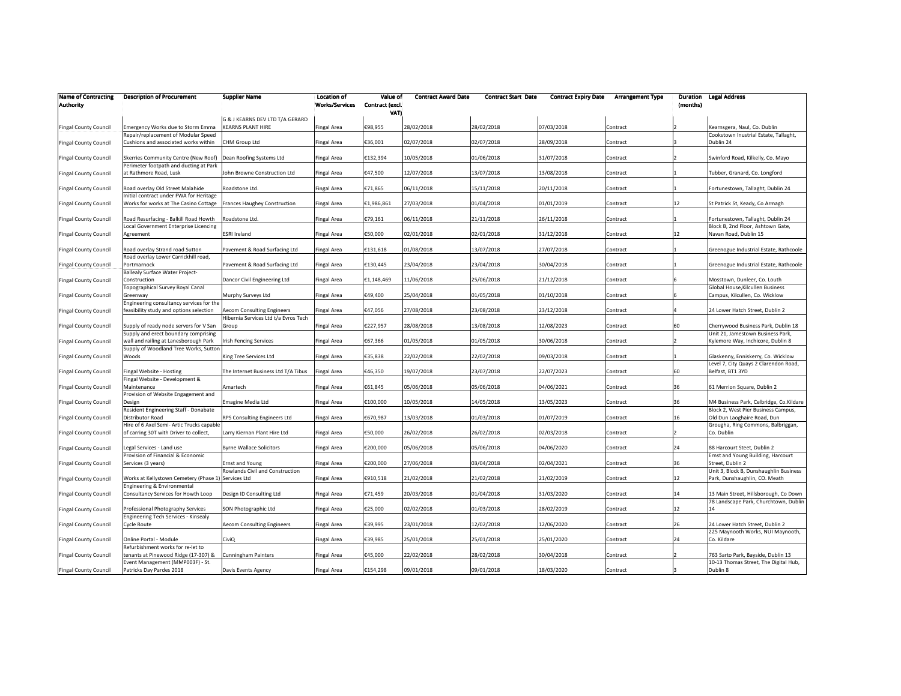| Name of Contracting Authority | Description of Procurement | Supplier Name | Location of Works/Services | Value of Contract (excl. VAT) | Contract Award Date | Contract Start Date | Contract Expiry Date | Arrangement Type | Duration (months) | Legal Address |
|---|---|---|---|---|---|---|---|---|---|---|
| Fingal County Council | Emergency Works due to Storm Emma | G & J KEARNS DEV LTD T/A GERARD KEARNS PLANT HIRE | Fingal Area | €98,955 | 28/02/2018 | 28/02/2018 | 07/03/2018 | Contract | 2 | Kearnsgera, Naul, Co. Dublin |
| Fingal County Council | Repair/replacement of Modular Speed Cushions and associated works within | CHM Group Ltd | Fingal Area | €36,001 | 02/07/2018 | 02/07/2018 | 28/09/2018 | Contract | 3 | Cookstown Inustrial Estate, Tallaght, Dublin 24 |
| Fingal County Council | Skerries Community Centre (New Roof) | Dean Roofing Systems Ltd | Fingal Area | €132,394 | 10/05/2018 | 01/06/2018 | 31/07/2018 | Contract | 2 | Swinford Road, Kilkelly, Co. Mayo |
| Fingal County Council | Perimeter footpath and ducting at Park at Rathmore Road, Lusk | John Browne Construction Ltd | Fingal Area | €47,500 | 12/07/2018 | 13/07/2018 | 13/08/2018 | Contract | 1 | Tubber, Granard, Co. Longford |
| Fingal County Council | Road overlay Old Street Malahide | Roadstone Ltd. | Fingal Area | €71,865 | 06/11/2018 | 15/11/2018 | 20/11/2018 | Contract | 1 | Fortunestown, Tallaght, Dublin 24 |
| Fingal County Council | Initial contract under FWA for Heritage Works for works at The Casino Cottage | Frances Haughey Construction | Fingal Area | €1,986,861 | 27/03/2018 | 01/04/2018 | 01/01/2019 | Contract | 12 | St Patrick St, Keady, Co Armagh |
| Fingal County Council | Road Resurfacing - Balkill Road Howth | Roadstone Ltd. | Fingal Area | €79,161 | 06/11/2018 | 21/11/2018 | 26/11/2018 | Contract | 1 | Fortunestown, Tallaght, Dublin 24 |
| Fingal County Council | Local Government Enterprise Licencing Agreement | ESRI Ireland | Fingal Area | €50,000 | 02/01/2018 | 02/01/2018 | 31/12/2018 | Contract | 12 | Block B, 2nd Floor, Ashtown Gate, Navan Road, Dublin 15 |
| Fingal County Council | Road overlay Strand road Sutton | Pavement & Road Surfacing Ltd | Fingal Area | €131,618 | 01/08/2018 | 13/07/2018 | 27/07/2018 | Contract | 1 | Greenogue Industrial Estate, Rathcoole |
| Fingal County Council | Road overlay Lower Carrickhill road, Portmarnock | Pavement & Road Surfacing Ltd | Fingal Area | €130,445 | 23/04/2018 | 23/04/2018 | 30/04/2018 | Contract | 1 | Greenogue Industrial Estate, Rathcoole |
| Fingal County Council | Ballealy Surface Water Project-Construction | Dancor Civil Engineering Ltd | Fingal Area | €1,148,469 | 11/06/2018 | 25/06/2018 | 21/12/2018 | Contract | 6 | Mosstown, Dunleer, Co. Louth |
| Fingal County Council | Topographical Survey Royal Canal Greenway | Murphy Surveys Ltd | Fingal Area | €49,400 | 25/04/2018 | 01/05/2018 | 01/10/2018 | Contract | 6 | Global House,Kilcullen Business Campus, Kilcullen, Co. Wicklow |
| Fingal County Council | Engineering consultancy services for the feasibility study and options selection | Aecom Consulting Engineers | Fingal Area | €47,056 | 27/08/2018 | 23/08/2018 | 23/12/2018 | Contract | 4 | 24 Lower Hatch Street, Dublin 2 |
| Fingal County Council | Supply of ready node servers for V San | Hibernia Services Ltd t/a Evros Tech Group | Fingal Area | €227,957 | 28/08/2018 | 13/08/2018 | 12/08/2023 | Contract | 60 | Cherrywood Business Park, Dublin 18 |
| Fingal County Council | Supply and erect boundary comprising wall and railing at Lanesborough Park | Irish Fencing Services | Fingal Area | €67,366 | 01/05/2018 | 01/05/2018 | 30/06/2018 | Contract | 2 | Unit 21, Jamestown Business Park, Kylemore Way, Inchicore, Dublin 8 |
| Fingal County Council | Supply of Woodland Tree Works, Sutton Woods | King Tree Services Ltd | Fingal Area | €35,838 | 22/02/2018 | 22/02/2018 | 09/03/2018 | Contract | 1 | Glaskenny, Enniskerry, Co. Wicklow |
| Fingal County Council | Fingal Website - Hosting | The Internet Business Ltd T/A Tibus | Fingal Area | €46,350 | 19/07/2018 | 23/07/2018 | 22/07/2023 | Contract | 60 | Level 7, City Quays 2 Clarendon Road, Belfast, BT1 3YD |
| Fingal County Council | Fingal Website - Development & Maintenance | Amartech | Fingal Area | €61,845 | 05/06/2018 | 05/06/2018 | 04/06/2021 | Contract | 36 | 61 Merrion Square, Dublin 2 |
| Fingal County Council | Provision of Website Engagement and Design | Emagine Media Ltd | Fingal Area | €100,000 | 10/05/2018 | 14/05/2018 | 13/05/2023 | Contract | 36 | M4 Business Park, Celbridge, Co.Kildare |
| Fingal County Council | Resident Engineering Staff - Donabate Distributor Road | RPS Consulting Engineers Ltd | Fingal Area | €670,987 | 13/03/2018 | 01/03/2018 | 01/07/2019 | Contract | 16 | Block 2, West Pier Business Campus, Old Dun Laoghaire Road, Dun |
| Fingal County Council | Hire of 6 Axel Semi- Artic Trucks capable of carring 30T with Driver to collect, | Larry Kiernan Plant Hire Ltd | Fingal Area | €50,000 | 26/02/2018 | 26/02/2018 | 02/03/2018 | Contract | 2 | Grougha, Ring Commons, Balbriggan, Co. Dublin |
| Fingal County Council | Legal Services - Land use | Byrne Wallace Solicitors | Fingal Area | €200,000 | 05/06/2018 | 05/06/2018 | 04/06/2020 | Contract | 24 | 88 Harcourt Steet, Dublin 2 |
| Fingal County Council | Provision of Financial & Economic Services (3 years) | Ernst and Young | Fingal Area | €200,000 | 27/06/2018 | 03/04/2018 | 02/04/2021 | Contract | 36 | Ernst and Young Building, Harcourt Street, Dublin 2 |
| Fingal County Council | Works at Kellystown Cemetery (Phase 1) | Rowlands Civil and Construction Services Ltd | Fingal Area | €910,518 | 21/02/2018 | 21/02/2018 | 21/02/2019 | Contract | 12 | Unit 3, Block B, Dunshaughlin Business Park, Dunshaughlin, CO. Meath |
| Fingal County Council | Engineering & Environmental Consultancy Services for Howth Loop | Design ID Consulting Ltd | Fingal Area | €71,459 | 20/03/2018 | 01/04/2018 | 31/03/2020 | Contract | 14 | 13 Main Street, Hillsborough, Co Down |
| Fingal County Council | Professional Photography Services | SON Photographic Ltd | Fingal Area | €25,000 | 02/02/2018 | 01/03/2018 | 28/02/2019 | Contract | 12 | 78 Landscape Park, Churchtown, Dublin 14 |
| Fingal County Council | Engineering Tech Services - Kinsealy Cycle Route | Aecom Consulting Engineers | Fingal Area | €39,995 | 23/01/2018 | 12/02/2018 | 12/06/2020 | Contract | 26 | 24 Lower Hatch Street, Dublin 2 |
| Fingal County Council | Online Portal - Module | CiviQ | Fingal Area | €39,985 | 25/01/2018 | 25/01/2018 | 25/01/2020 | Contract | 24 | 225 Maynooth Works, NUI Maynooth, Co. Kildare |
| Fingal County Council | Refurbishment works for re-let to tenants at Pinewood Ridge (17-307) & | Cunningham Painters | Fingal Area | €45,000 | 22/02/2018 | 28/02/2018 | 30/04/2018 | Contract | 2 | 763 Sarto Park, Bayside, Dublin 13 |
| Fingal County Council | Event Management (MMP003F) - St. Patricks Day Pardes 2018 | Davis Events Agency | Fingal Area | €154,298 | 09/01/2018 | 09/01/2018 | 18/03/2020 | Contract | 3 | 10-13 Thomas Street, The Digital Hub, Dublin 8 |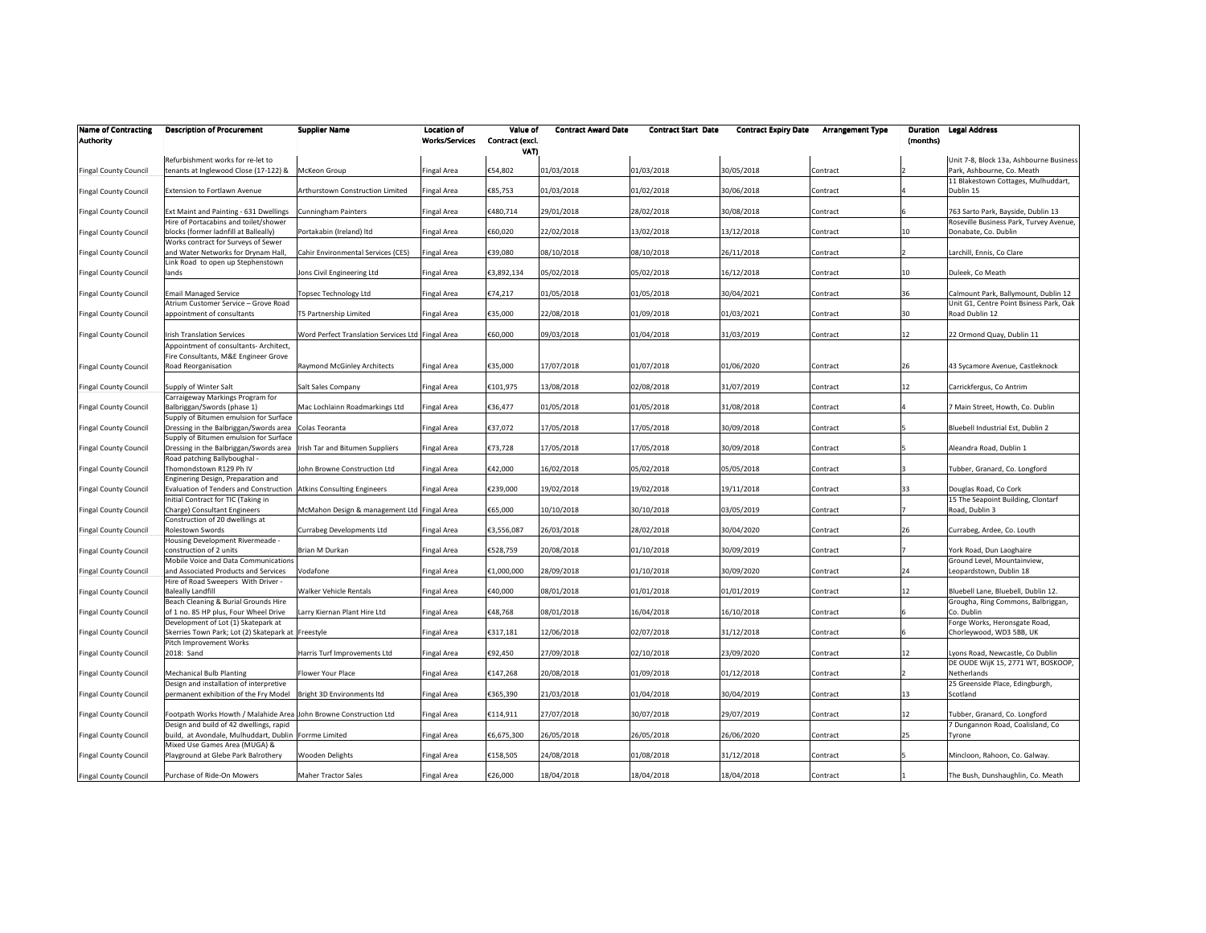| Name of Contracting Authority | Description of Procurement | Supplier Name | Location of Works/Services | Value of Contract (excl. VAT) | Contract Award Date | Contract Start Date | Contract Expiry Date | Arrangement Type | Duration (months) | Legal Address |
|---|---|---|---|---|---|---|---|---|---|---|
| Fingal County Council | Refurbishment works for re-let to tenants at Inglewood Close (17-122) & | McKeon Group | Fingal Area | €54,802 | 01/03/2018 | 01/03/2018 | 30/05/2018 | Contract | 2 | Unit 7-8, Block 13a, Ashbourne Business Park, Ashbourne, Co. Meath |
| Fingal County Council | Extension to Fortlawn Avenue | Arthurstown Construction Limited | Fingal Area | €85,753 | 01/03/2018 | 01/02/2018 | 30/06/2018 | Contract | 4 | 11 Blakestown Cottages, Mulhuddart, Dublin 15 |
| Fingal County Council | Ext Maint and Painting - 631 Dwellings | Cunningham Painters | Fingal Area | €480,714 | 29/01/2018 | 28/02/2018 | 30/08/2018 | Contract | 6 | 763 Sarto Park, Bayside, Dublin 13 |
| Fingal County Council | Hire of Portacabins and toilet/shower blocks (former ladnfill at Balleally) | Portakabin (Ireland) ltd | Fingal Area | €60,020 | 22/02/2018 | 13/02/2018 | 13/12/2018 | Contract | 10 | Roseville Business Park, Turvey Avenue, Donabate, Co. Dublin |
| Fingal County Council | Works contract for Surveys of Sewer and Water Networks for Drynam Hall, | Cahir Environmental Services (CES) | Fingal Area | €39,080 | 08/10/2018 | 08/10/2018 | 26/11/2018 | Contract | 2 | Larchill, Ennis, Co Clare |
| Fingal County Council | Link Road to open up Stephenstown lands | Jons Civil Engineering Ltd | Fingal Area | €3,892,134 | 05/02/2018 | 05/02/2018 | 16/12/2018 | Contract | 10 | Duleek, Co Meath |
| Fingal County Council | Email Managed Service | Topsec Technology Ltd | Fingal Area | €74,217 | 01/05/2018 | 01/05/2018 | 30/04/2021 | Contract | 36 | Calmount Park, Ballymount, Dublin 12 |
| Fingal County Council | Atrium Customer Service – Grove Road appointment of consultants | T5 Partnership Limited | Fingal Area | €35,000 | 22/08/2018 | 01/09/2018 | 01/03/2021 | Contract | 30 | Unit G1, Centre Point Bsiness Park, Oak Road Dublin 12 |
| Fingal County Council | Irish Translation Services | Word Perfect Translation Services Ltd | Fingal Area | €60,000 | 09/03/2018 | 01/04/2018 | 31/03/2019 | Contract | 12 | 22 Ormond Quay, Dublin 11 |
| Fingal County Council | Appointment of consultants- Architect, Fire Consultants, M&E Engineer Grove Road Reorganisation | Raymond McGinley Architects | Fingal Area | €35,000 | 17/07/2018 | 01/07/2018 | 01/06/2020 | Contract | 26 | 43 Sycamore Avenue, Castleknock |
| Fingal County Council | Supply of Winter Salt | Salt Sales Company | Fingal Area | €101,975 | 13/08/2018 | 02/08/2018 | 31/07/2019 | Contract | 12 | Carrickfergus, Co Antrim |
| Fingal County Council | Carraigeway Markings Program for Balbriggan/Swords (phase 1) | Mac Lochlainn Roadmarkings Ltd | Fingal Area | €36,477 | 01/05/2018 | 01/05/2018 | 31/08/2018 | Contract | 4 | 7 Main Street, Howth, Co. Dublin |
| Fingal County Council | Supply of Bitumen emulsion for Surface Dressing in the Balbriggan/Swords area | Colas Teoranta | Fingal Area | €37,072 | 17/05/2018 | 17/05/2018 | 30/09/2018 | Contract | 5 | Bluebell Industrial Est, Dublin 2 |
| Fingal County Council | Supply of Bitumen emulsion for Surface Dressing in the Balbriggan/Swords area | Irish Tar and Bitumen Suppliers | Fingal Area | €73,728 | 17/05/2018 | 17/05/2018 | 30/09/2018 | Contract | 5 | Aleandra Road, Dublin 1 |
| Fingal County Council | Road patching Ballyboughal - Thomondstown R129 Ph IV | John Browne Construction Ltd | Fingal Area | €42,000 | 16/02/2018 | 05/02/2018 | 05/05/2018 | Contract | 3 | Tubber, Granard, Co. Longford |
| Fingal County Council | Enginering Design, Preparation and Evaluation of Tenders and Construction | Atkins Consulting Engineers | Fingal Area | €239,000 | 19/02/2018 | 19/02/2018 | 19/11/2018 | Contract | 33 | Douglas Road, Co Cork |
| Fingal County Council | Initial Contract for TIC (Taking in Charge) Consultant Engineers | McMahon Design & management Ltd | Fingal Area | €65,000 | 10/10/2018 | 30/10/2018 | 03/05/2019 | Contract | 7 | 15 The Seapoint Building, Clontarf Road, Dublin 3 |
| Fingal County Council | Construction of 20 dwellings at Rolestown Swords | Currabeg Developments Ltd | Fingal Area | €3,556,087 | 26/03/2018 | 28/02/2018 | 30/04/2020 | Contract | 26 | Currabeg, Ardee, Co. Louth |
| Fingal County Council | Housing Development Rivermeade - construction of 2 units | Brian M Durkan | Fingal Area | €528,759 | 20/08/2018 | 01/10/2018 | 30/09/2019 | Contract | 7 | York Road, Dun Laoghaire |
| Fingal County Council | Mobile Voice and Data Communications and Associated Products and Services | Vodafone | Fingal Area | €1,000,000 | 28/09/2018 | 01/10/2018 | 30/09/2020 | Contract | 24 | Ground Level, Mountainview, Leopardstown, Dublin 18 |
| Fingal County Council | Hire of Road Sweepers With Driver - Baleally Landfill | Walker Vehicle Rentals | Fingal Area | €40,000 | 08/01/2018 | 01/01/2018 | 01/01/2019 | Contract | 12 | Bluebell Lane, Bluebell, Dublin 12. |
| Fingal County Council | Beach Cleaning & Burial Grounds Hire of 1 no. 85 HP plus, Four Wheel Drive | Larry Kiernan Plant Hire Ltd | Fingal Area | €48,768 | 08/01/2018 | 16/04/2018 | 16/10/2018 | Contract | 6 | Grougha, Ring Commons, Balbriggan, Co. Dublin |
| Fingal County Council | Development of Lot (1) Skatepark at Skerries Town Park; Lot (2) Skatepark at | Freestyle | Fingal Area | €317,181 | 12/06/2018 | 02/07/2018 | 31/12/2018 | Contract | 6 | Forge Works, Heronsgate Road, Chorleywood, WD3 5BB, UK |
| Fingal County Council | Pitch Improvement Works 2018: Sand | Harris Turf Improvements Ltd | Fingal Area | €92,450 | 27/09/2018 | 02/10/2018 | 23/09/2020 | Contract | 12 | Lyons Road, Newcastle, Co Dublin |
| Fingal County Council | Mechanical Bulb Planting | Flower Your Place | Fingal Area | €147,268 | 20/08/2018 | 01/09/2018 | 01/12/2018 | Contract | 2 | DE OUDE WijK 15, 2771 WT, BOSKOOP, Netherlands |
| Fingal County Council | Design and installation of interpretive permanent exhibition of the Fry Model | Bright 3D Environments ltd | Fingal Area | €365,390 | 21/03/2018 | 01/04/2018 | 30/04/2019 | Contract | 13 | 25 Greenside Place, Edingburgh, Scotland |
| Fingal County Council | Footpath Works Howth / Malahide Area | John Browne Construction Ltd | Fingal Area | €114,911 | 27/07/2018 | 30/07/2018 | 29/07/2019 | Contract | 12 | Tubber, Granard, Co. Longford |
| Fingal County Council | Design and build of 42 dwellings, rapid build, at Avondale, Mulhuddart, Dublin | Forrme Limited | Fingal Area | €6,675,300 | 26/05/2018 | 26/05/2018 | 26/06/2020 | Contract | 25 | 7 Dungannon Road, Coalisland, Co Tyrone |
| Fingal County Council | Mixed Use Games Area (MUGA) & Playground at Glebe Park Balrothery | Wooden Delights | Fingal Area | €158,505 | 24/08/2018 | 01/08/2018 | 31/12/2018 | Contract | 5 | Mincloon, Rahoon, Co. Galway. |
| Fingal County Council | Purchase of Ride-On Mowers | Maher Tractor Sales | Fingal Area | €26,000 | 18/04/2018 | 18/04/2018 | 18/04/2018 | Contract | 1 | The Bush, Dunshaughlin, Co. Meath |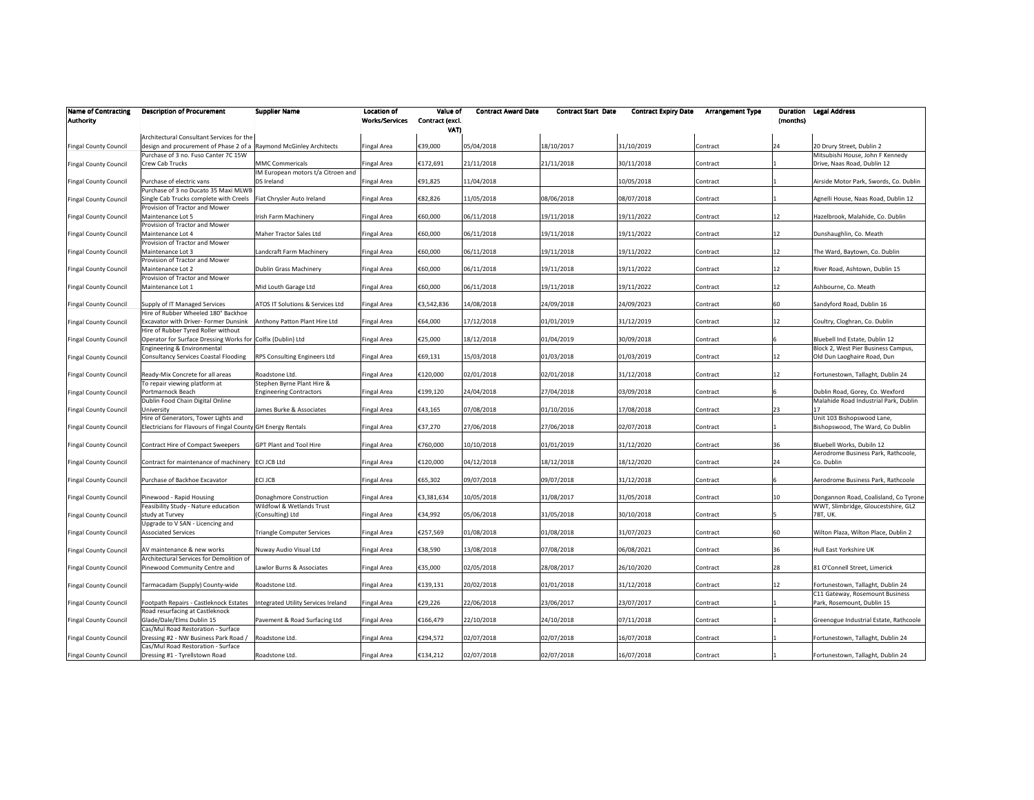| Name of Contracting Authority | Description of Procurement | Supplier Name | Location of Works/Services | Value of Contract (excl. VAT) | Contract Award Date | Contract Start Date | Contract Expiry Date | Arrangement Type | Duration (months) | Legal Address |
|---|---|---|---|---|---|---|---|---|---|---|
| Fingal County Council | Architectural Consultant Services for the design and procurement of Phase 2 of a | Raymond McGinley Architects | Fingal Area | €39,000 | 05/04/2018 | 18/10/2017 | 31/10/2019 | Contract | 24 | 20 Drury Street, Dublin 2 |
| Fingal County Council | Purchase of 3 no. Fuso Canter 7C 15W Crew Cab Trucks | MMC Commericals | Fingal Area | €172,691 | 21/11/2018 | 21/11/2018 | 30/11/2018 | Contract | 1 | Mitsubishi House, John F Kennedy Drive, Naas Road, Dublin 12 |
| Fingal County Council | Purchase of electric vans | IM European motors t/a Citroen and DS Ireland | Fingal Area | €91,825 | 11/04/2018 | | 10/05/2018 | Contract | 1 | Airside Motor Park, Swords, Co. Dublin |
| Fingal County Council | Purchase of 3 no Ducato 35 Maxi MLWB Single Cab Trucks complete with Creels | Fiat Chrysler Auto Ireland | Fingal Area | €82,826 | 11/05/2018 | 08/06/2018 | 08/07/2018 | Contract | 1 | Agnelli House, Naas Road, Dublin 12 |
| Fingal County Council | Provision of Tractor and Mower Maintenance Lot 5 | Irish Farm Machinery | Fingal Area | €60,000 | 06/11/2018 | 19/11/2018 | 19/11/2022 | Contract | 12 | Hazelbrook, Malahide, Co. Dublin |
| Fingal County Council | Provision of Tractor and Mower Maintenance Lot 4 | Maher Tractor Sales Ltd | Fingal Area | €60,000 | 06/11/2018 | 19/11/2018 | 19/11/2022 | Contract | 12 | Dunshaughlin, Co. Meath |
| Fingal County Council | Provision of Tractor and Mower Maintenance Lot 3 | Landcraft Farm Machinery | Fingal Area | €60,000 | 06/11/2018 | 19/11/2018 | 19/11/2022 | Contract | 12 | The Ward, Baytown, Co. Dublin |
| Fingal County Council | Provision of Tractor and Mower Maintenance Lot 2 | Dublin Grass Machinery | Fingal Area | €60,000 | 06/11/2018 | 19/11/2018 | 19/11/2022 | Contract | 12 | River Road, Ashtown, Dublin 15 |
| Fingal County Council | Provision of Tractor and Mower Maintenance Lot 1 | Mid Louth Garage Ltd | Fingal Area | €60,000 | 06/11/2018 | 19/11/2018 | 19/11/2022 | Contract | 12 | Ashbourne, Co. Meath |
| Fingal County Council | Supply of IT Managed Services | ATOS IT Solutions & Services Ltd | Fingal Area | €3,542,836 | 14/08/2018 | 24/09/2018 | 24/09/2023 | Contract | 60 | Sandyford Road, Dublin 16 |
| Fingal County Council | Hire of Rubber Wheeled 180° Backhoe Excavator with Driver- Former Dunsink | Anthony Patton Plant Hire Ltd | Fingal Area | €64,000 | 17/12/2018 | 01/01/2019 | 31/12/2019 | Contract | 12 | Coultry, Cloghran, Co. Dublin |
| Fingal County Council | Hire of Rubber Tyred Roller without Operator for Surface Dressing Works for | Colfix (Dublin) Ltd | Fingal Area | €25,000 | 18/12/2018 | 01/04/2019 | 30/09/2018 | Contract | 6 | Bluebell Ind Estate, Dublin 12 |
| Fingal County Council | Engineering & Environmental Consultancy Services Coastal Flooding | RPS Consulting Engineers Ltd | Fingal Area | €69,131 | 15/03/2018 | 01/03/2018 | 01/03/2019 | Contract | 12 | Block 2, West Pier Business Campus, Old Dun Laoghaire Road, Dun |
| Fingal County Council | Ready-Mix Concrete for all areas | Roadstone Ltd. | Fingal Area | €120,000 | 02/01/2018 | 02/01/2018 | 31/12/2018 | Contract | 12 | Fortunestown, Tallaght, Dublin 24 |
| Fingal County Council | To repair viewing platform at Portmarnock Beach | Stephen Byrne Plant Hire & Engineering Contractors | Fingal Area | €199,120 | 24/04/2018 | 27/04/2018 | 03/09/2018 | Contract | 6 | Dublin Road, Gorey, Co. Wexford |
| Fingal County Council | Dublin Food Chain Digital Online University | James Burke & Associates | Fingal Area | €43,165 | 07/08/2018 | 01/10/2016 | 17/08/2018 | Contract | 23 | Malahide Road Industrial Park, Dublin 17 |
| Fingal County Council | Hire of Generators, Tower Lights and Electricians for Flavours of Fingal County | GH Energy Rentals | Fingal Area | €37,270 | 27/06/2018 | 27/06/2018 | 02/07/2018 | Contract | 1 | Unit 103 Bishopswood Lane, Bishopswood, The Ward, Co Dublin |
| Fingal County Council | Contract Hire of Compact Sweepers | GPT Plant and Tool Hire | Fingal Area | €760,000 | 10/10/2018 | 01/01/2019 | 31/12/2020 | Contract | 36 | Bluebell Works, Dubiln 12 |
| Fingal County Council | Contract for maintenance of machinery | ECI JCB Ltd | Fingal Area | €120,000 | 04/12/2018 | 18/12/2018 | 18/12/2020 | Contract | 24 | Aerodrome Business Park, Rathcoole, Co. Dublin |
| Fingal County Council | Purchase of Backhoe Excavator | ECI JCB | Fingal Area | €65,302 | 09/07/2018 | 09/07/2018 | 31/12/2018 | Contract | 6 | Aerodrome Business Park, Rathcoole |
| Fingal County Council | Pinewood - Rapid Housing | Donaghmore Construction | Fingal Area | €3,381,634 | 10/05/2018 | 31/08/2017 | 31/05/2018 | Contract | 10 | Dongannon Road, Coalisland, Co Tyrone |
| Fingal County Council | Feasibility Study - Nature education study at Turvey | Wildfowl & Wetlands Trust (Consulting) Ltd | Fingal Area | €34,992 | 05/06/2018 | 31/05/2018 | 30/10/2018 | Contract | 5 | WWT, Slimbridge, Gloucestshire, GL2 7BT, UK. |
| Fingal County Council | Upgrade to V SAN - Licencing and Associated Services | Triangle Computer Services | Fingal Area | €257,569 | 01/08/2018 | 01/08/2018 | 31/07/2023 | Contract | 60 | Wilton Plaza, Wilton Place, Dublin 2 |
| Fingal County Council | AV maintenance & new works | Nuway Audio Visual Ltd | Fingal Area | €38,590 | 13/08/2018 | 07/08/2018 | 06/08/2021 | Contract | 36 | Hull East Yorkshire UK |
| Fingal County Council | Architectural Services for Demolition of Pinewood Community Centre and | Lawlor Burns & Associates | Fingal Area | €35,000 | 02/05/2018 | 28/08/2017 | 26/10/2020 | Contract | 28 | 81 O'Connell Street, Limerick |
| Fingal County Council | Tarmacadam (Supply) County-wide | Roadstone Ltd. | Fingal Area | €139,131 | 20/02/2018 | 01/01/2018 | 31/12/2018 | Contract | 12 | Fortunestown, Tallaght, Dublin 24 |
| Fingal County Council | Footpath Repairs - Castleknock Estates | Integrated Utility Services Ireland | Fingal Area | €29,226 | 22/06/2018 | 23/06/2017 | 23/07/2017 | Contract | 1 | C11 Gateway, Rosemount Business Park, Rosemount, Dublin 15 |
| Fingal County Council | Road resurfacing at Castleknock Glade/Dale/Elms Dublin 15 | Pavement & Road Surfacing Ltd | Fingal Area | €166,479 | 22/10/2018 | 24/10/2018 | 07/11/2018 | Contract | 1 | Greenogue Industrial Estate, Rathcoole |
| Fingal County Council | Cas/Mul Road Restoration - Surface Dressing #2 - NW Business Park Road / | Roadstone Ltd. | Fingal Area | €294,572 | 02/07/2018 | 02/07/2018 | 16/07/2018 | Contract | 1 | Fortunestown, Tallaght, Dublin 24 |
| Fingal County Council | Cas/Mul Road Restoration - Surface Dressing #1 - Tyrellstown Road | Roadstone Ltd. | Fingal Area | €134,212 | 02/07/2018 | 02/07/2018 | 16/07/2018 | Contract | 1 | Fortunestown, Tallaght, Dublin 24 |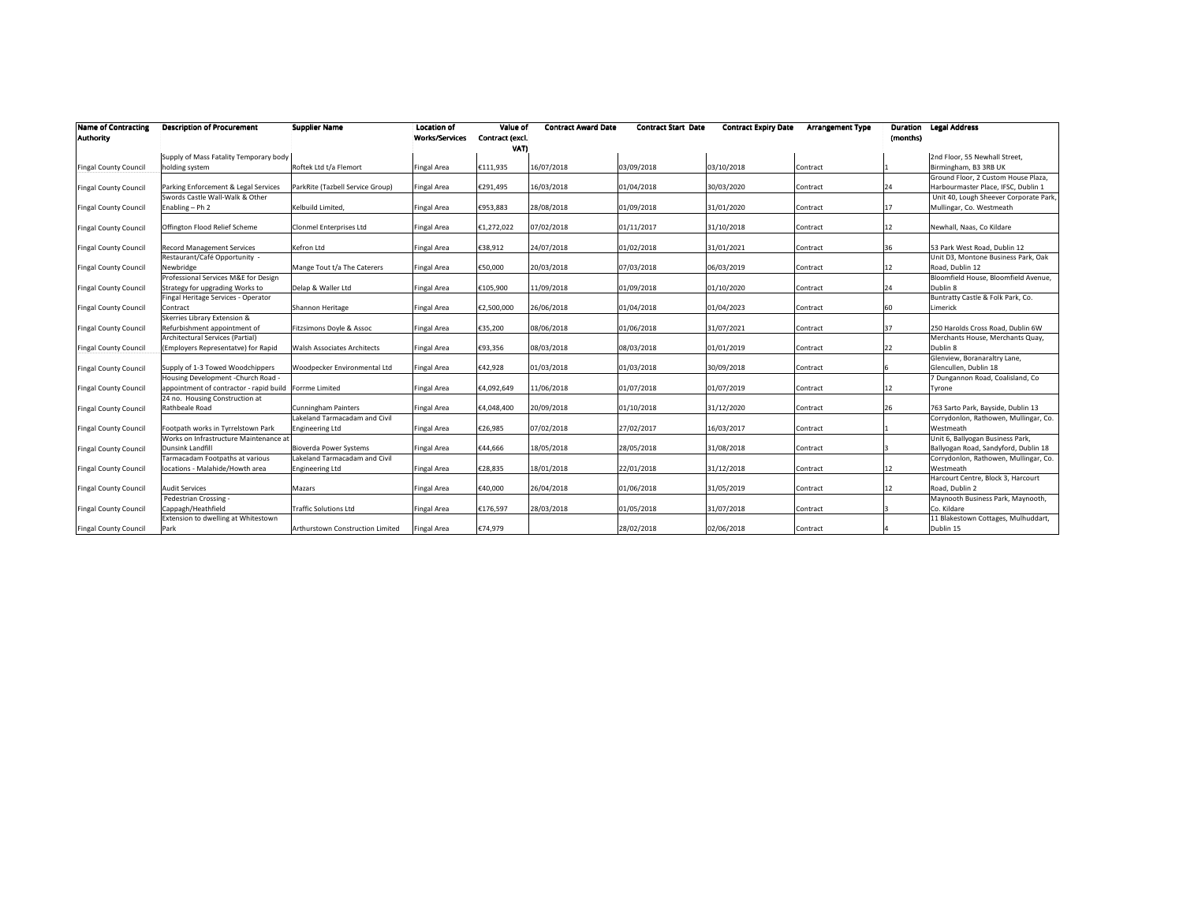| Name of Contracting Authority | Description of Procurement | Supplier Name | Location of Works/Services | Value of Contract (excl. VAT) | Contract Award Date | Contract Start Date | Contract Expiry Date | Arrangement Type | Duration (months) | Legal Address |
|---|---|---|---|---|---|---|---|---|---|---|
| Fingal County Council | Supply of Mass Fatality Temporary body holding system | Roftek Ltd t/a Flemort | Fingal Area | €111,935 | 16/07/2018 | 03/09/2018 | 03/10/2018 | Contract | 1 | 2nd Floor, 55 Newhall Street, Birmingham, B3 3RB UK |
| Fingal County Council | Parking Enforcement & Legal Services | ParkRite (Tazbell Service Group) | Fingal Area | €291,495 | 16/03/2018 | 01/04/2018 | 30/03/2020 | Contract | 24 | Ground Floor, 2 Custom House Plaza, Harbourmaster Place, IFSC, Dublin 1 |
| Fingal County Council | Swords Castle Wall-Walk & Other Enabling – Ph 2 | Kelbuild Limited, | Fingal Area | €953,883 | 28/08/2018 | 01/09/2018 | 31/01/2020 | Contract | 17 | Unit 40, Lough Sheever Corporate Park, Mullingar, Co. Westmeath |
| Fingal County Council | Offington Flood Relief Scheme | Clonmel Enterprises Ltd | Fingal Area | €1,272,022 | 07/02/2018 | 01/11/2017 | 31/10/2018 | Contract | 12 | Newhall, Naas, Co Kildare |
| Fingal County Council | Record Management Services | Kefron Ltd | Fingal Area | €38,912 | 24/07/2018 | 01/02/2018 | 31/01/2021 | Contract | 36 | 53 Park West Road, Dublin 12 |
| Fingal County Council | Restaurant/Café Opportunity - Newbridge | Mange Tout t/a The Caterers | Fingal Area | €50,000 | 20/03/2018 | 07/03/2018 | 06/03/2019 | Contract | 12 | Unit D3, Montone Business Park, Oak Road, Dublin 12 |
| Fingal County Council | Professional Services M&E for Design Strategy for upgrading Works to | Delap & Waller Ltd | Fingal Area | €105,900 | 11/09/2018 | 01/09/2018 | 01/10/2020 | Contract | 24 | Bloomfield House, Bloomfield Avenue, Dublin 8 |
| Fingal County Council | Fingal Heritage Services - Operator Contract | Shannon Heritage | Fingal Area | €2,500,000 | 26/06/2018 | 01/04/2018 | 01/04/2023 | Contract | 60 | Buntratty Castle & Folk Park, Co. Limerick |
| Fingal County Council | Skerries Library Extension & Refurbishment appointment of | Fitzsimons Doyle & Assoc | Fingal Area | €35,200 | 08/06/2018 | 01/06/2018 | 31/07/2021 | Contract | 37 | 250 Harolds Cross Road, Dublin 6W |
| Fingal County Council | Architectural Services (Partial) (Employers Representatve) for Rapid | Walsh Associates Architects | Fingal Area | €93,356 | 08/03/2018 | 08/03/2018 | 01/01/2019 | Contract | 22 | Merchants House, Merchants Quay, Dublin 8 |
| Fingal County Council | Supply of 1-3 Towed Woodchippers | Woodpecker Environmental Ltd | Fingal Area | €42,928 | 01/03/2018 | 01/03/2018 | 30/09/2018 | Contract | 6 | Glenview, Boranaraltry Lane, Glencullen, Dublin 18 |
| Fingal County Council | Housing Development -Church Road - appointment of contractor - rapid build | Forrme Limited | Fingal Area | €4,092,649 | 11/06/2018 | 01/07/2018 | 01/07/2019 | Contract | 12 | 7 Dungannon Road, Coalisland, Co Tyrone |
| Fingal County Council | 24 no. Housing Construction at Rathbeale Road | Cunningham Painters | Fingal Area | €4,048,400 | 20/09/2018 | 01/10/2018 | 31/12/2020 | Contract | 26 | 763 Sarto Park, Bayside, Dublin 13 |
| Fingal County Council | Footpath works in Tyrrelstown Park | Lakeland Tarmacadam and Civil Engineering Ltd | Fingal Area | €26,985 | 07/02/2018 | 27/02/2017 | 16/03/2017 | Contract | 1 | Corrydonlon, Rathowen, Mullingar, Co. Westmeath |
| Fingal County Council | Works on Infrastructure Maintenance at Dunsink Landfill | Bioverda Power Systems | Fingal Area | €44,666 | 18/05/2018 | 28/05/2018 | 31/08/2018 | Contract | 3 | Unit 6, Ballyogan Business Park, Ballyogan Road, Sandyford, Dublin 18 |
| Fingal County Council | Tarmacadam Footpaths at various locations - Malahide/Howth area | Lakeland Tarmacadam and Civil Engineering Ltd | Fingal Area | €28,835 | 18/01/2018 | 22/01/2018 | 31/12/2018 | Contract | 12 | Corrydonlon, Rathowen, Mullingar, Co. Westmeath |
| Fingal County Council | Audit Services | Mazars | Fingal Area | €40,000 | 26/04/2018 | 01/06/2018 | 31/05/2019 | Contract | 12 | Harcourt Centre, Block 3, Harcourt Road, Dublin 2 |
| Fingal County Council | Pedestrian Crossing - Cappagh/Heathfield | Traffic Solutions Ltd | Fingal Area | €176,597 | 28/03/2018 | 01/05/2018 | 31/07/2018 | Contract | 3 | Maynooth Business Park, Maynooth, Co. Kildare |
| Fingal County Council | Extension to dwelling at Whitestown Park | Arthurstown Construction Limited | Fingal Area | €74,979 | | 28/02/2018 | 02/06/2018 | Contract | 4 | 11 Blakestown Cottages, Mulhuddart, Dublin 15 |